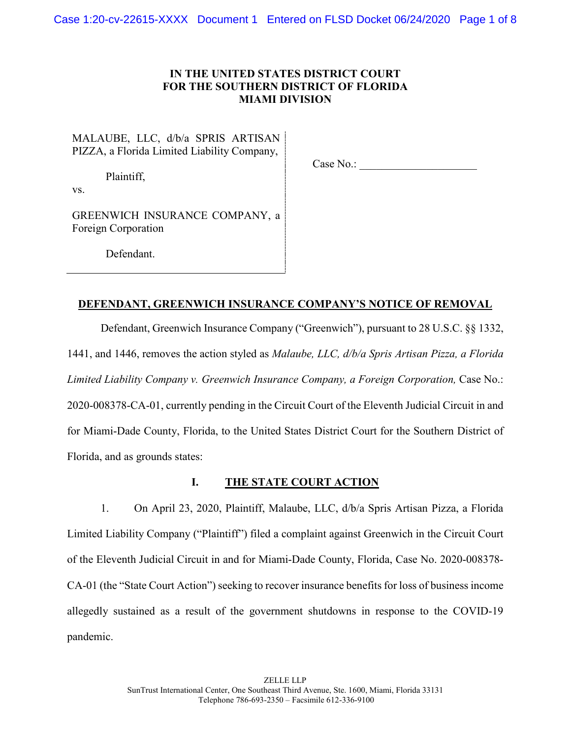**IN THE UNITED STATES DISTRICT COURT**
**FOR THE SOUTHERN DISTRICT OF FLORIDA**
**MIAMI DIVISION**

MALAUBE, LLC, d/b/a SPRIS ARTISAN PIZZA, a Florida Limited Liability Company,

Plaintiff,

vs.

GREENWICH INSURANCE COMPANY, a Foreign Corporation

Defendant.

Case No.: ____________________

## DEFENDANT, GREENWICH INSURANCE COMPANY'S NOTICE OF REMOVAL

Defendant, Greenwich Insurance Company ("Greenwich"), pursuant to 28 U.S.C. §§ 1332, 1441, and 1446, removes the action styled as *Malaube, LLC, d/b/a Spris Artisan Pizza, a Florida Limited Liability Company v. Greenwich Insurance Company, a Foreign Corporation,* Case No.: 2020-008378-CA-01, currently pending in the Circuit Court of the Eleventh Judicial Circuit in and for Miami-Dade County, Florida, to the United States District Court for the Southern District of Florida, and as grounds states:

### I. THE STATE COURT ACTION

1. On April 23, 2020, Plaintiff, Malaube, LLC, d/b/a Spris Artisan Pizza, a Florida Limited Liability Company ("Plaintiff") filed a complaint against Greenwich in the Circuit Court of the Eleventh Judicial Circuit in and for Miami-Dade County, Florida, Case No. 2020-008378-CA-01 (the "State Court Action") seeking to recover insurance benefits for loss of business income allegedly sustained as a result of the government shutdowns in response to the COVID-19 pandemic.

ZELLE LLP
SunTrust International Center, One Southeast Third Avenue, Ste. 1600, Miami, Florida 33131
Telephone 786-693-2350 – Facsimile 612-336-9100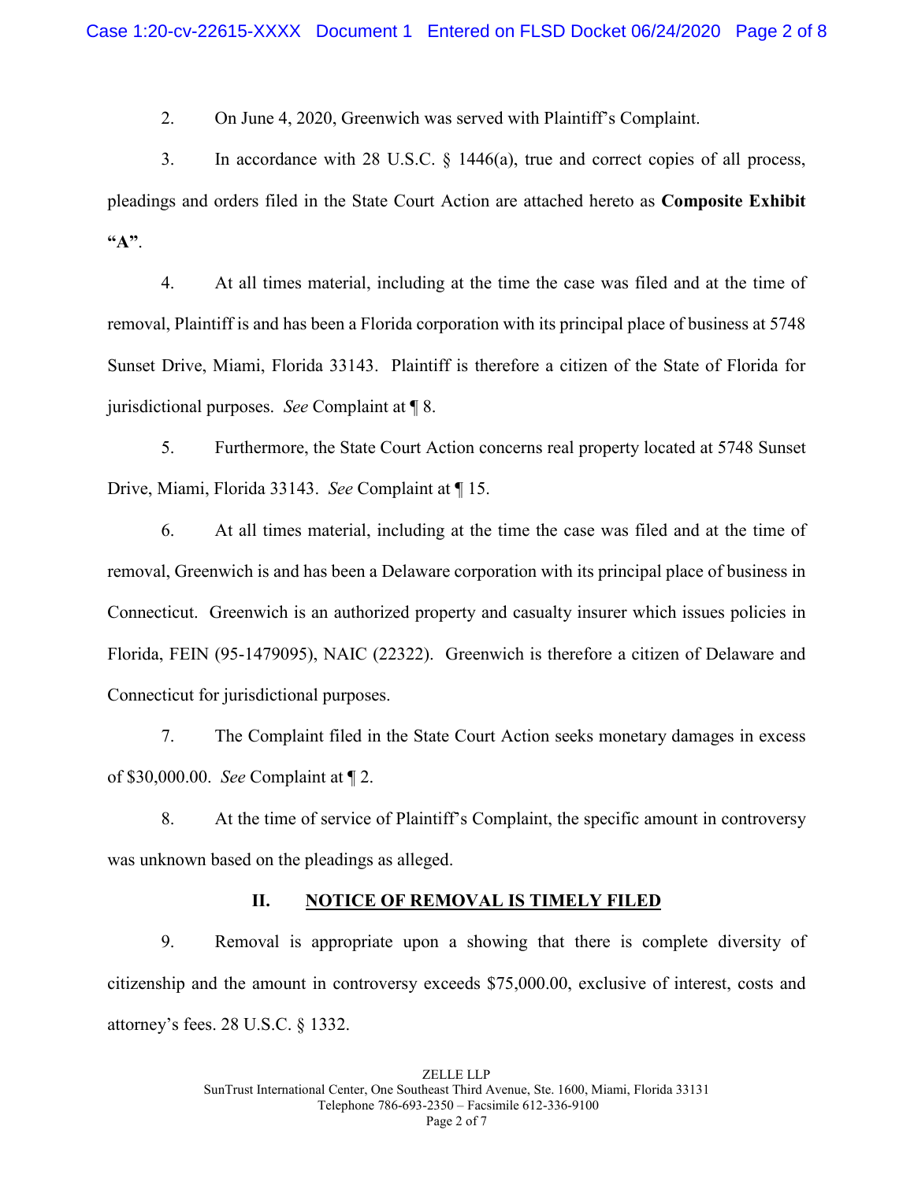2. On June 4, 2020, Greenwich was served with Plaintiff's Complaint.

3. In accordance with 28 U.S.C. § 1446(a), true and correct copies of all process, pleadings and orders filed in the State Court Action are attached hereto as **Composite Exhibit "A"**.

4. At all times material, including at the time the case was filed and at the time of removal, Plaintiff is and has been a Florida corporation with its principal place of business at 5748 Sunset Drive, Miami, Florida 33143. Plaintiff is therefore a citizen of the State of Florida for jurisdictional purposes. *See* Complaint at ¶ 8.

5. Furthermore, the State Court Action concerns real property located at 5748 Sunset Drive, Miami, Florida 33143. *See* Complaint at ¶ 15.

6. At all times material, including at the time the case was filed and at the time of removal, Greenwich is and has been a Delaware corporation with its principal place of business in Connecticut. Greenwich is an authorized property and casualty insurer which issues policies in Florida, FEIN (95-1479095), NAIC (22322). Greenwich is therefore a citizen of Delaware and Connecticut for jurisdictional purposes.

7. The Complaint filed in the State Court Action seeks monetary damages in excess of $30,000.00. *See* Complaint at ¶ 2.

8. At the time of service of Plaintiff's Complaint, the specific amount in controversy was unknown based on the pleadings as alleged.

## II. NOTICE OF REMOVAL IS TIMELY FILED

9. Removal is appropriate upon a showing that there is complete diversity of citizenship and the amount in controversy exceeds $75,000.00, exclusive of interest, costs and attorney's fees. 28 U.S.C. § 1332.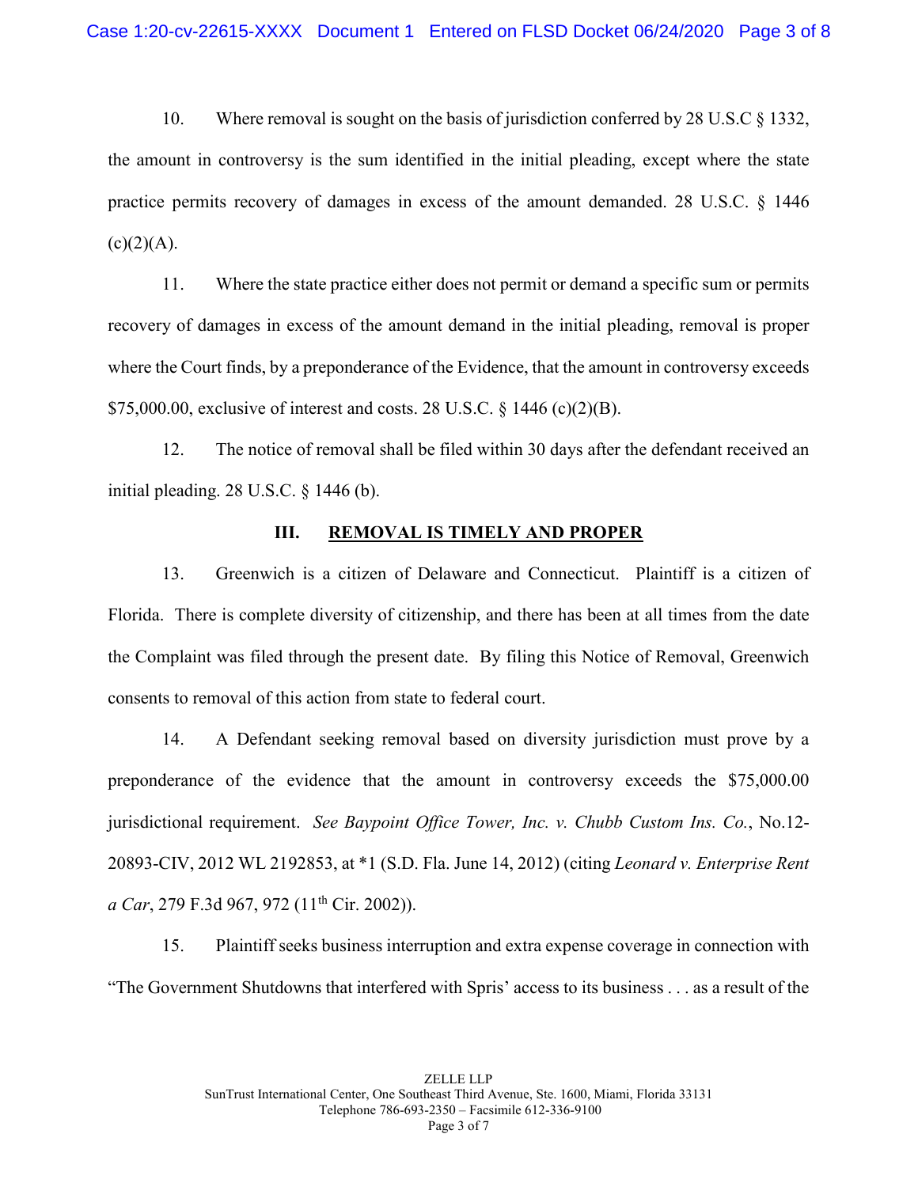10. Where removal is sought on the basis of jurisdiction conferred by 28 U.S.C § 1332, the amount in controversy is the sum identified in the initial pleading, except where the state practice permits recovery of damages in excess of the amount demanded. 28 U.S.C. § 1446 (c)(2)(A).

11. Where the state practice either does not permit or demand a specific sum or permits recovery of damages in excess of the amount demand in the initial pleading, removal is proper where the Court finds, by a preponderance of the Evidence, that the amount in controversy exceeds $75,000.00, exclusive of interest and costs. 28 U.S.C. § 1446 (c)(2)(B).

12. The notice of removal shall be filed within 30 days after the defendant received an initial pleading. 28 U.S.C. § 1446 (b).

## III. REMOVAL IS TIMELY AND PROPER

13. Greenwich is a citizen of Delaware and Connecticut. Plaintiff is a citizen of Florida. There is complete diversity of citizenship, and there has been at all times from the date the Complaint was filed through the present date. By filing this Notice of Removal, Greenwich consents to removal of this action from state to federal court.

14. A Defendant seeking removal based on diversity jurisdiction must prove by a preponderance of the evidence that the amount in controversy exceeds the $75,000.00 jurisdictional requirement. *See Baypoint Office Tower, Inc. v. Chubb Custom Ins. Co.*, No.12-20893-CIV, 2012 WL 2192853, at *1 (S.D. Fla. June 14, 2012) (citing *Leonard v. Enterprise Rent a Car*, 279 F.3d 967, 972 (11th Cir. 2002)).

15. Plaintiff seeks business interruption and extra expense coverage in connection with "The Government Shutdowns that interfered with Spris' access to its business . . . as a result of the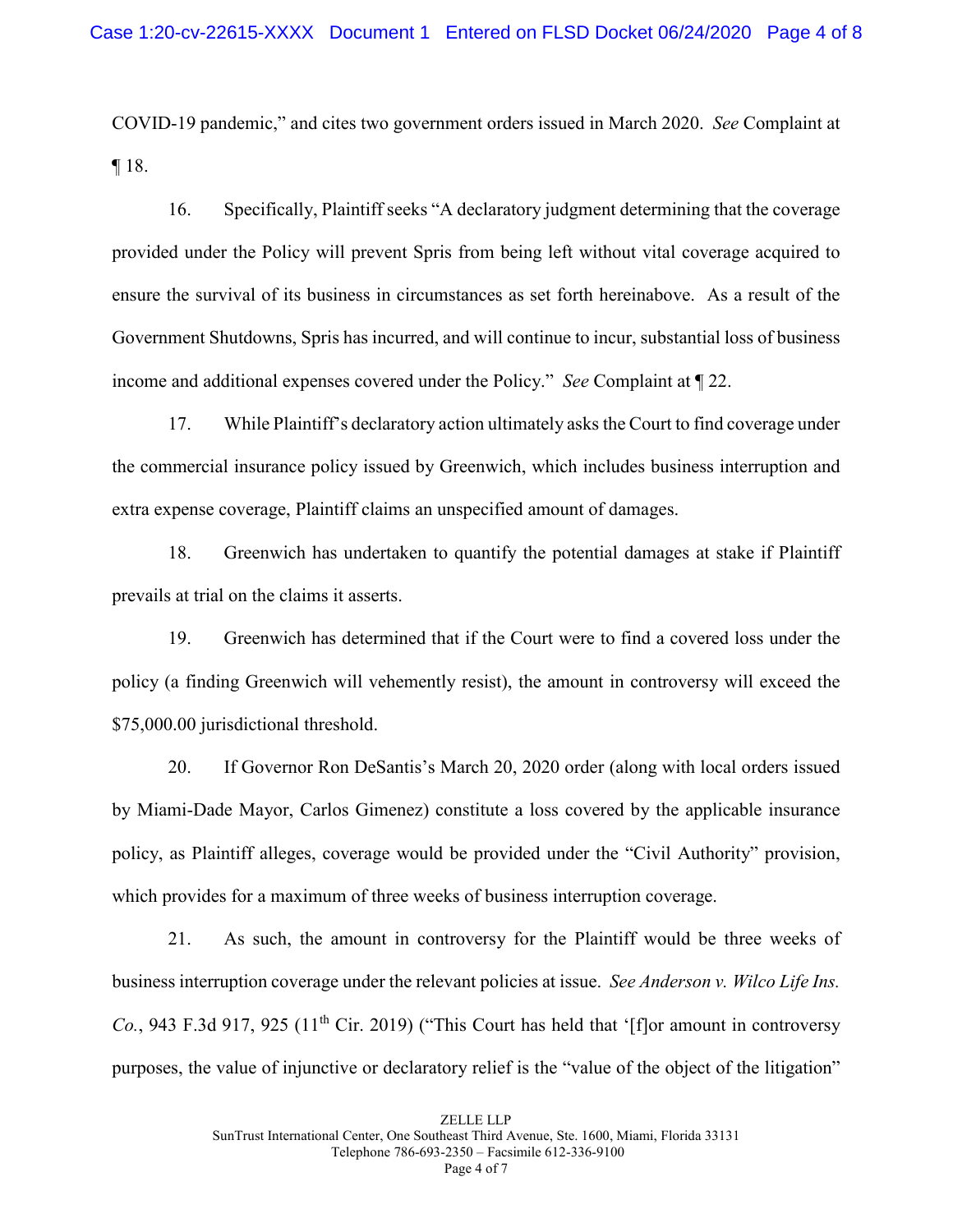COVID-19 pandemic," and cites two government orders issued in March 2020. *See* Complaint at ¶ 18.

16. Specifically, Plaintiff seeks "A declaratory judgment determining that the coverage provided under the Policy will prevent Spris from being left without vital coverage acquired to ensure the survival of its business in circumstances as set forth hereinabove. As a result of the Government Shutdowns, Spris has incurred, and will continue to incur, substantial loss of business income and additional expenses covered under the Policy." *See* Complaint at ¶ 22.

17. While Plaintiff's declaratory action ultimately asks the Court to find coverage under the commercial insurance policy issued by Greenwich, which includes business interruption and extra expense coverage, Plaintiff claims an unspecified amount of damages.

18. Greenwich has undertaken to quantify the potential damages at stake if Plaintiff prevails at trial on the claims it asserts.

19. Greenwich has determined that if the Court were to find a covered loss under the policy (a finding Greenwich will vehemently resist), the amount in controversy will exceed the $75,000.00 jurisdictional threshold.

20. If Governor Ron DeSantis's March 20, 2020 order (along with local orders issued by Miami-Dade Mayor, Carlos Gimenez) constitute a loss covered by the applicable insurance policy, as Plaintiff alleges, coverage would be provided under the "Civil Authority" provision, which provides for a maximum of three weeks of business interruption coverage.

21. As such, the amount in controversy for the Plaintiff would be three weeks of business interruption coverage under the relevant policies at issue. *See Anderson v. Wilco Life Ins. Co.*, 943 F.3d 917, 925 (11th Cir. 2019) ("This Court has held that '[f]or amount in controversy purposes, the value of injunctive or declaratory relief is the "value of the object of the litigation"

ZELLE LLP
SunTrust International Center, One Southeast Third Avenue, Ste. 1600, Miami, Florida 33131
Telephone 786-693-2350 – Facsimile 612-336-9100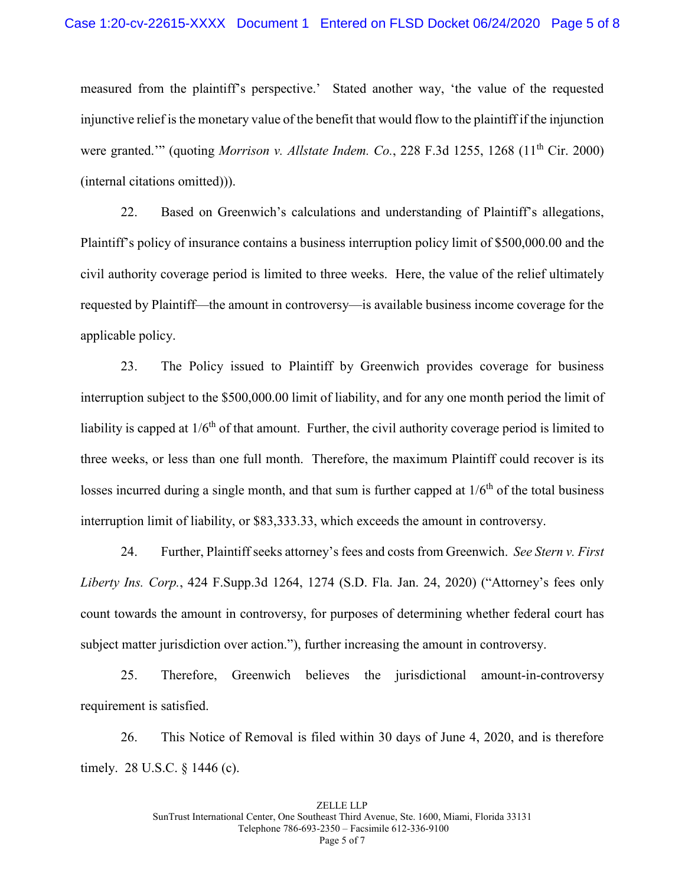measured from the plaintiff's perspective.' Stated another way, 'the value of the requested injunctive relief is the monetary value of the benefit that would flow to the plaintiff if the injunction were granted.'" (quoting *Morrison v. Allstate Indem. Co.*, 228 F.3d 1255, 1268 (11th Cir. 2000) (internal citations omitted))).

22. Based on Greenwich's calculations and understanding of Plaintiff's allegations, Plaintiff's policy of insurance contains a business interruption policy limit of $500,000.00 and the civil authority coverage period is limited to three weeks. Here, the value of the relief ultimately requested by Plaintiff—the amount in controversy—is available business income coverage for the applicable policy.

23. The Policy issued to Plaintiff by Greenwich provides coverage for business interruption subject to the $500,000.00 limit of liability, and for any one month period the limit of liability is capped at 1/6th of that amount. Further, the civil authority coverage period is limited to three weeks, or less than one full month. Therefore, the maximum Plaintiff could recover is its losses incurred during a single month, and that sum is further capped at 1/6th of the total business interruption limit of liability, or $83,333.33, which exceeds the amount in controversy.

24. Further, Plaintiff seeks attorney's fees and costs from Greenwich. *See Stern v. First Liberty Ins. Corp.*, 424 F.Supp.3d 1264, 1274 (S.D. Fla. Jan. 24, 2020) ("Attorney's fees only count towards the amount in controversy, for purposes of determining whether federal court has subject matter jurisdiction over action."), further increasing the amount in controversy.

25. Therefore, Greenwich believes the jurisdictional amount-in-controversy requirement is satisfied.

26. This Notice of Removal is filed within 30 days of June 4, 2020, and is therefore timely. 28 U.S.C. § 1446 (c).

ZELLE LLP
SunTrust International Center, One Southeast Third Avenue, Ste. 1600, Miami, Florida 33131
Telephone 786-693-2350 – Facsimile 612-336-9100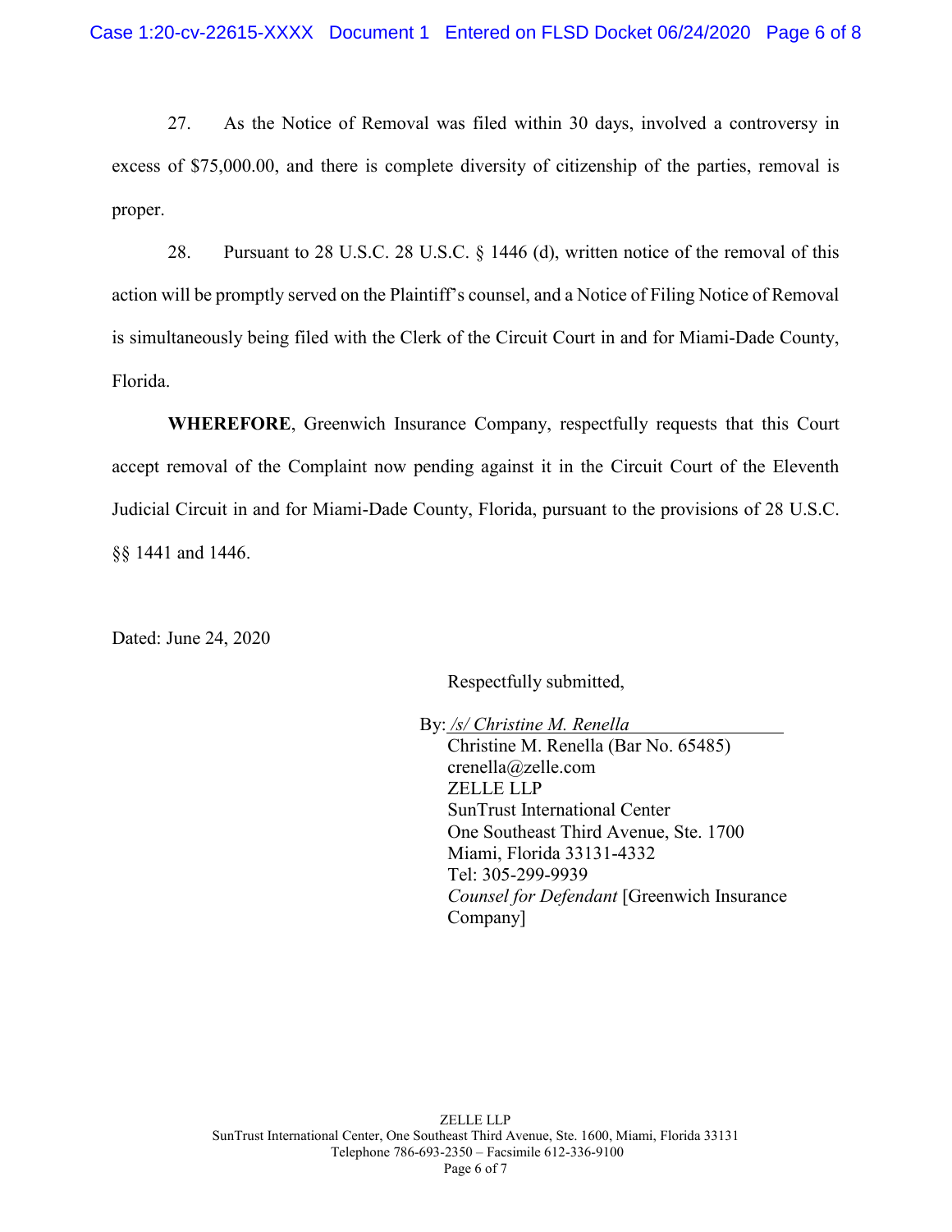27. As the Notice of Removal was filed within 30 days, involved a controversy in excess of $75,000.00, and there is complete diversity of citizenship of the parties, removal is proper.

28. Pursuant to 28 U.S.C. 28 U.S.C. § 1446 (d), written notice of the removal of this action will be promptly served on the Plaintiff's counsel, and a Notice of Filing Notice of Removal is simultaneously being filed with the Clerk of the Circuit Court in and for Miami-Dade County, Florida.

**WHEREFORE**, Greenwich Insurance Company, respectfully requests that this Court accept removal of the Complaint now pending against it in the Circuit Court of the Eleventh Judicial Circuit in and for Miami-Dade County, Florida, pursuant to the provisions of 28 U.S.C. §§ 1441 and 1446.

Dated: June 24, 2020

Respectfully submitted,

By: */s/ Christine M. Renella*
Christine M. Renella (Bar No. 65485)
crenella@zelle.com
ZELLE LLP
SunTrust International Center
One Southeast Third Avenue, Ste. 1700
Miami, Florida 33131-4332
Tel: 305-299-9939
*Counsel for Defendant* [Greenwich Insurance Company]

ZELLE LLP
SunTrust International Center, One Southeast Third Avenue, Ste. 1600, Miami, Florida 33131
Telephone 786-693-2350 – Facsimile 612-336-9100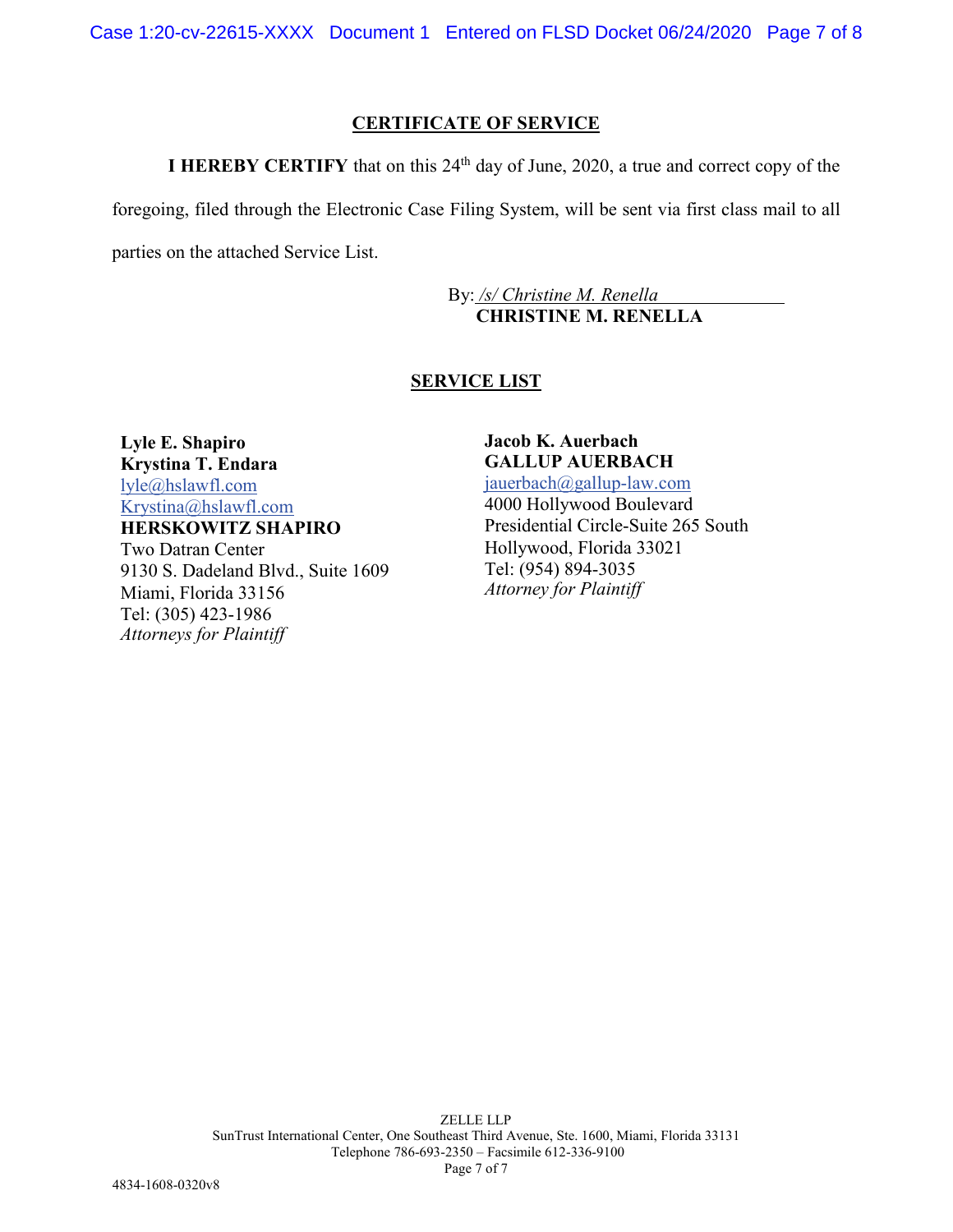## CERTIFICATE OF SERVICE

**I HEREBY CERTIFY** that on this 24th day of June, 2020, a true and correct copy of the foregoing, filed through the Electronic Case Filing System, will be sent via first class mail to all parties on the attached Service List.

By: */s/ Christine M. Renella*
**CHRISTINE M. RENELLA**

## SERVICE LIST

**Lyle E. Shapiro**
**Krystina T. Endara**
lyle@hslawfl.com
Krystina@hslawfl.com
**HERSKOWITZ SHAPIRO**
Two Datran Center
9130 S. Dadeland Blvd., Suite 1609
Miami, Florida 33156
Tel: (305) 423-1986
*Attorneys for Plaintiff*

**Jacob K. Auerbach**
**GALLUP AUERBACH**
jauerbach@gallup-law.com
4000 Hollywood Boulevard
Presidential Circle-Suite 265 South
Hollywood, Florida 33021
Tel: (954) 894-3035
*Attorney for Plaintiff*

ZELLE LLP
SunTrust International Center, One Southeast Third Avenue, Ste. 1600, Miami, Florida 33131
Telephone 786-693-2350 – Facsimile 612-336-9100

4834-1608-0320v8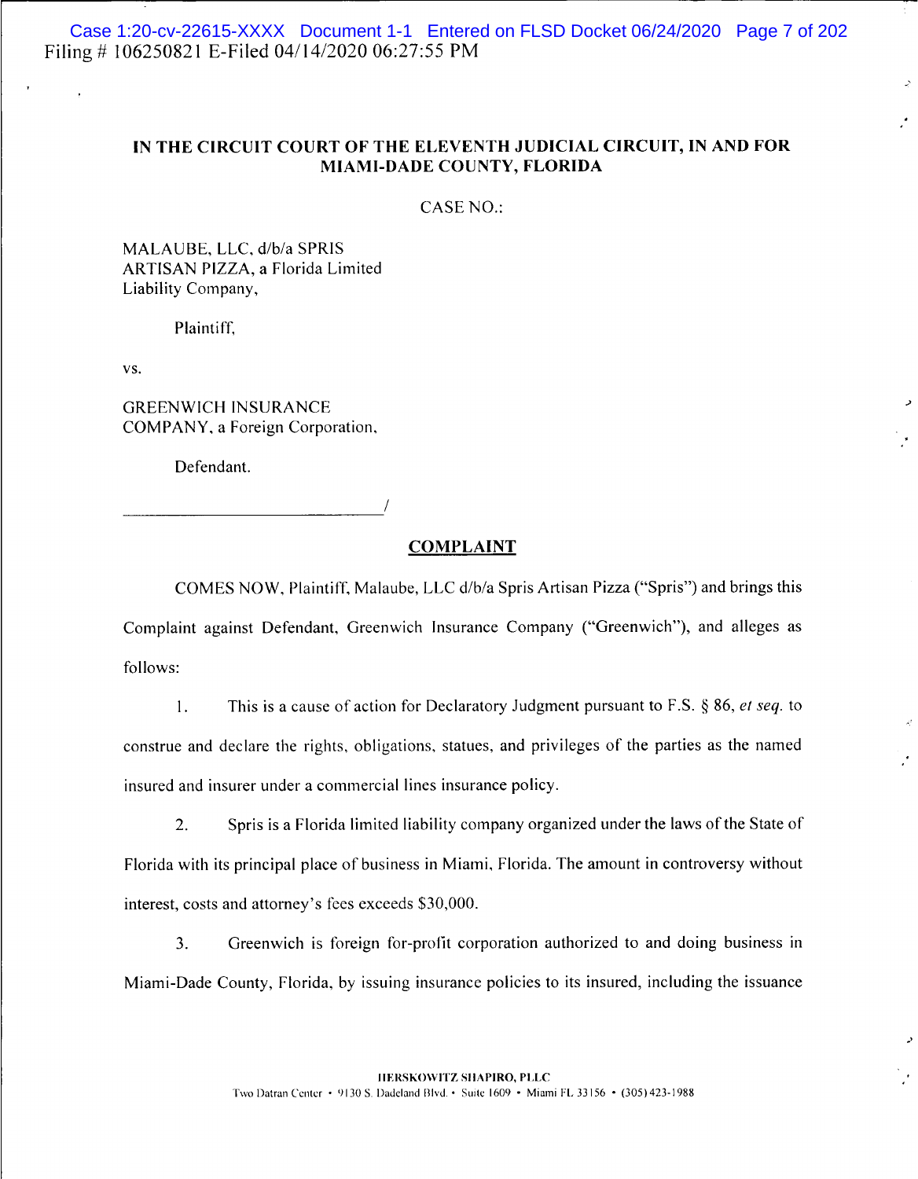**IN THE CIRCUIT COURT OF THE ELEVENTH JUDICIAL CIRCUIT, IN AND FOR MIAMI-DADE COUNTY, FLORIDA**

CASE NO.:

MALAUBE, LLC, d/b/a SPRIS ARTISAN PIZZA, a Florida Limited Liability Company,

Plaintiff,

vs.

GREENWICH INSURANCE COMPANY, a Foreign Corporation,

Defendant.

_______________________________/

**COMPLAINT**

COMES NOW, Plaintiff, Malaube, LLC d/b/a Spris Artisan Pizza ("Spris") and brings this Complaint against Defendant, Greenwich Insurance Company ("Greenwich"), and alleges as follows:

1. This is a cause of action for Declaratory Judgment pursuant to F.S. § 86, *et seq.* to construe and declare the rights, obligations, statues, and privileges of the parties as the named insured and insurer under a commercial lines insurance policy.

2. Spris is a Florida limited liability company organized under the laws of the State of Florida with its principal place of business in Miami, Florida. The amount in controversy without interest, costs and attorney's fees exceeds $30,000.

3. Greenwich is foreign for-profit corporation authorized to and doing business in Miami-Dade County, Florida, by issuing insurance policies to its insured, including the issuance

HERSKOWITZ SHAPIRO, PLLC
Two Datran Center • 9130 S. Dadeland Blvd. • Suite 1609 • Miami FL 33156 • (305) 423-1988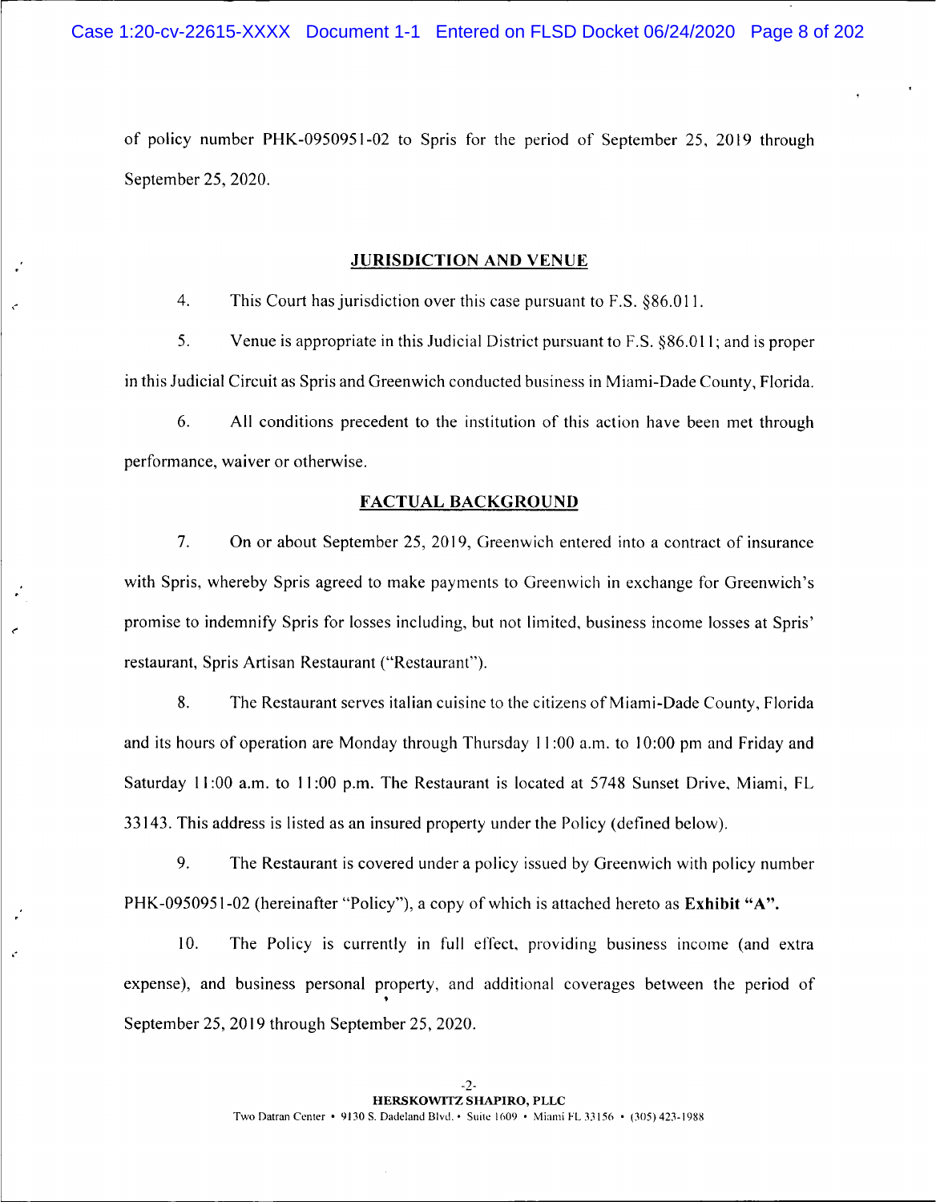of policy number PHK-0950951-02 to Spris for the period of September 25, 2019 through September 25, 2020.

## JURISDICTION AND VENUE

4. This Court has jurisdiction over this case pursuant to F.S. §86.011.

5. Venue is appropriate in this Judicial District pursuant to F.S. §86.011; and is proper in this Judicial Circuit as Spris and Greenwich conducted business in Miami-Dade County, Florida.

6. All conditions precedent to the institution of this action have been met through performance, waiver or otherwise.

## FACTUAL BACKGROUND

7. On or about September 25, 2019, Greenwich entered into a contract of insurance with Spris, whereby Spris agreed to make payments to Greenwich in exchange for Greenwich's promise to indemnify Spris for losses including, but not limited, business income losses at Spris' restaurant, Spris Artisan Restaurant ("Restaurant").

8. The Restaurant serves italian cuisine to the citizens of Miami-Dade County, Florida and its hours of operation are Monday through Thursday 11:00 a.m. to 10:00 pm and Friday and Saturday 11:00 a.m. to 11:00 p.m. The Restaurant is located at 5748 Sunset Drive, Miami, FL 33143. This address is listed as an insured property under the Policy (defined below).

9. The Restaurant is covered under a policy issued by Greenwich with policy number PHK-0950951-02 (hereinafter "Policy"), a copy of which is attached hereto as **Exhibit "A"**.

10. The Policy is currently in full effect, providing business income (and extra expense), and business personal property, and additional coverages between the period of September 25, 2019 through September 25, 2020.

-2-

**HERSKOWITZ SHAPIRO, PLLC**

Two Datran Center • 9130 S. Dadeland Blvd. • Suite 1609 • Miami FL 33156 • (305) 423-1988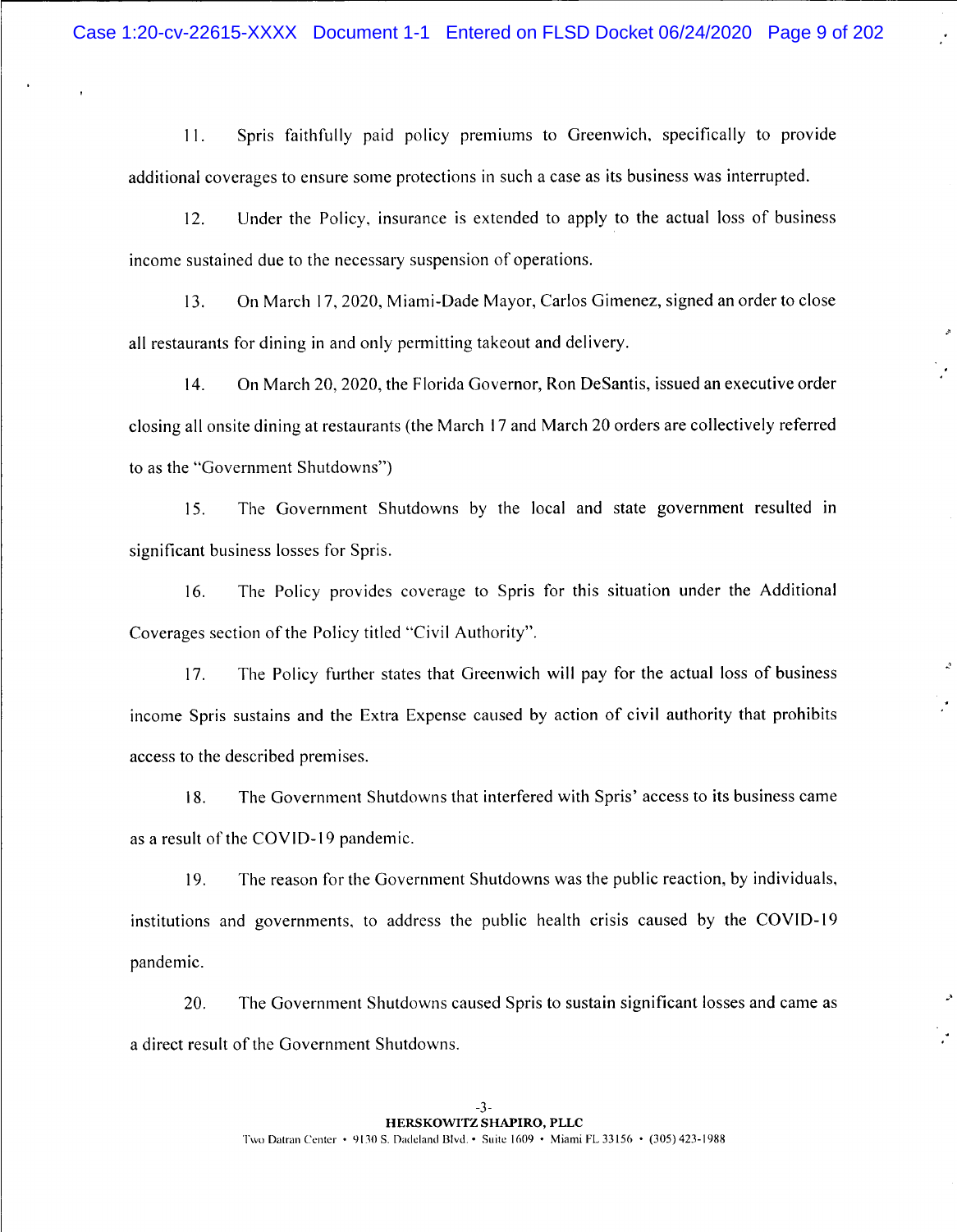11. Spris faithfully paid policy premiums to Greenwich, specifically to provide additional coverages to ensure some protections in such a case as its business was interrupted.

12. Under the Policy, insurance is extended to apply to the actual loss of business income sustained due to the necessary suspension of operations.

13. On March 17, 2020, Miami-Dade Mayor, Carlos Gimenez, signed an order to close all restaurants for dining in and only permitting takeout and delivery.

14. On March 20, 2020, the Florida Governor, Ron DeSantis, issued an executive order closing all onsite dining at restaurants (the March 17 and March 20 orders are collectively referred to as the "Government Shutdowns")

15. The Government Shutdowns by the local and state government resulted in significant business losses for Spris.

16. The Policy provides coverage to Spris for this situation under the Additional Coverages section of the Policy titled "Civil Authority".

17. The Policy further states that Greenwich will pay for the actual loss of business income Spris sustains and the Extra Expense caused by action of civil authority that prohibits access to the described premises.

18. The Government Shutdowns that interfered with Spris' access to its business came as a result of the COVID-19 pandemic.

19. The reason for the Government Shutdowns was the public reaction, by individuals, institutions and governments, to address the public health crisis caused by the COVID-19 pandemic.

20. The Government Shutdowns caused Spris to sustain significant losses and came as a direct result of the Government Shutdowns.

**HERSKOWITZ SHAPIRO, PLLC**
Two Datran Center • 9130 S. Dadeland Blvd. • Suite 1609 • Miami FL 33156 • (305) 423-1988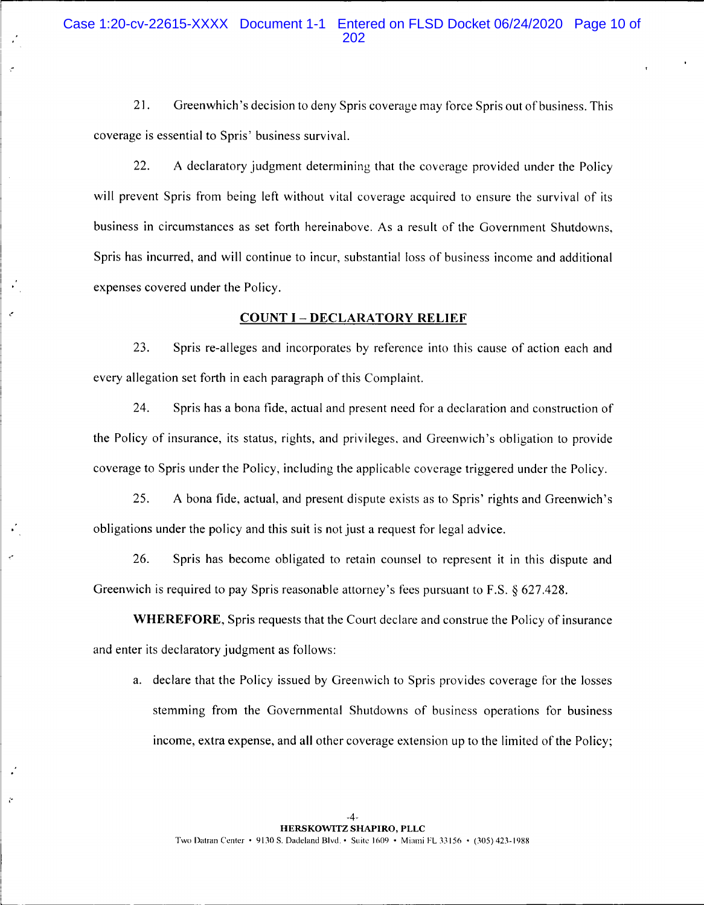21. Greenwhich's decision to deny Spris coverage may force Spris out of business. This coverage is essential to Spris' business survival.

22. A declaratory judgment determining that the coverage provided under the Policy will prevent Spris from being left without vital coverage acquired to ensure the survival of its business in circumstances as set forth hereinabove. As a result of the Government Shutdowns, Spris has incurred, and will continue to incur, substantial loss of business income and additional expenses covered under the Policy.

## COUNT I – DECLARATORY RELIEF

23. Spris re-alleges and incorporates by reference into this cause of action each and every allegation set forth in each paragraph of this Complaint.

24. Spris has a bona fide, actual and present need for a declaration and construction of the Policy of insurance, its status, rights, and privileges, and Greenwich's obligation to provide coverage to Spris under the Policy, including the applicable coverage triggered under the Policy.

25. A bona fide, actual, and present dispute exists as to Spris' rights and Greenwich's obligations under the policy and this suit is not just a request for legal advice.

26. Spris has become obligated to retain counsel to represent it in this dispute and Greenwich is required to pay Spris reasonable attorney's fees pursuant to F.S. § 627.428.

**WHEREFORE,** Spris requests that the Court declare and construe the Policy of insurance and enter its declaratory judgment as follows:

a. declare that the Policy issued by Greenwich to Spris provides coverage for the losses stemming from the Governmental Shutdowns of business operations for business income, extra expense, and all other coverage extension up to the limited of the Policy;

HERSKOWITZ SHAPIRO, PLLC
Two Datran Center • 9130 S. Dadeland Blvd. • Suite 1609 • Miami FL 33156 • (305) 423-1988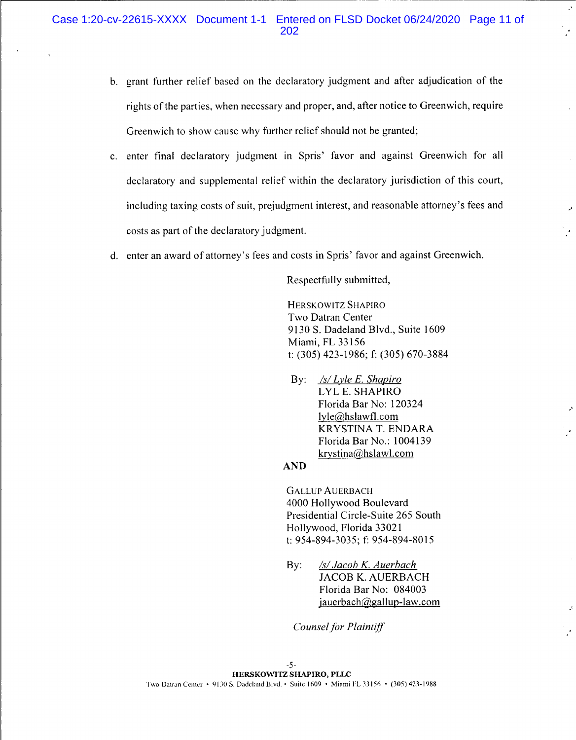b. grant further relief based on the declaratory judgment and after adjudication of the rights of the parties, when necessary and proper, and, after notice to Greenwich, require Greenwich to show cause why further relief should not be granted;

c. enter final declaratory judgment in Spris' favor and against Greenwich for all declaratory and supplemental relief within the declaratory jurisdiction of this court, including taxing costs of suit, prejudgment interest, and reasonable attorney's fees and costs as part of the declaratory judgment.

d. enter an award of attorney's fees and costs in Spris' favor and against Greenwich.

Respectfully submitted,

HERSKOWITZ SHAPIRO
Two Datran Center
9130 S. Dadeland Blvd., Suite 1609
Miami, FL 33156
t: (305) 423-1986; f: (305) 670-3884

By: /s/ Lyle E. Shapiro
LYL E. SHAPIRO
Florida Bar No: 120324
lyle@hslawfl.com
KRYSTINA T. ENDARA
Florida Bar No.: 1004139
krystina@hslawl.com

**AND**

GALLUP AUERBACH
4000 Hollywood Boulevard
Presidential Circle-Suite 265 South
Hollywood, Florida 33021
t: 954-894-3035; f: 954-894-8015

By: /s/ Jacob K. Auerbach
JACOB K. AUERBACH
Florida Bar No: 084003
jauerbach@gallup-law.com

*Counsel for Plaintiff*

**HERSKOWITZ SHAPIRO, PLLC**
Two Datran Center • 9130 S. Dadeland Blvd. • Suite 1609 • Miami FL 33156 • (305) 423-1988